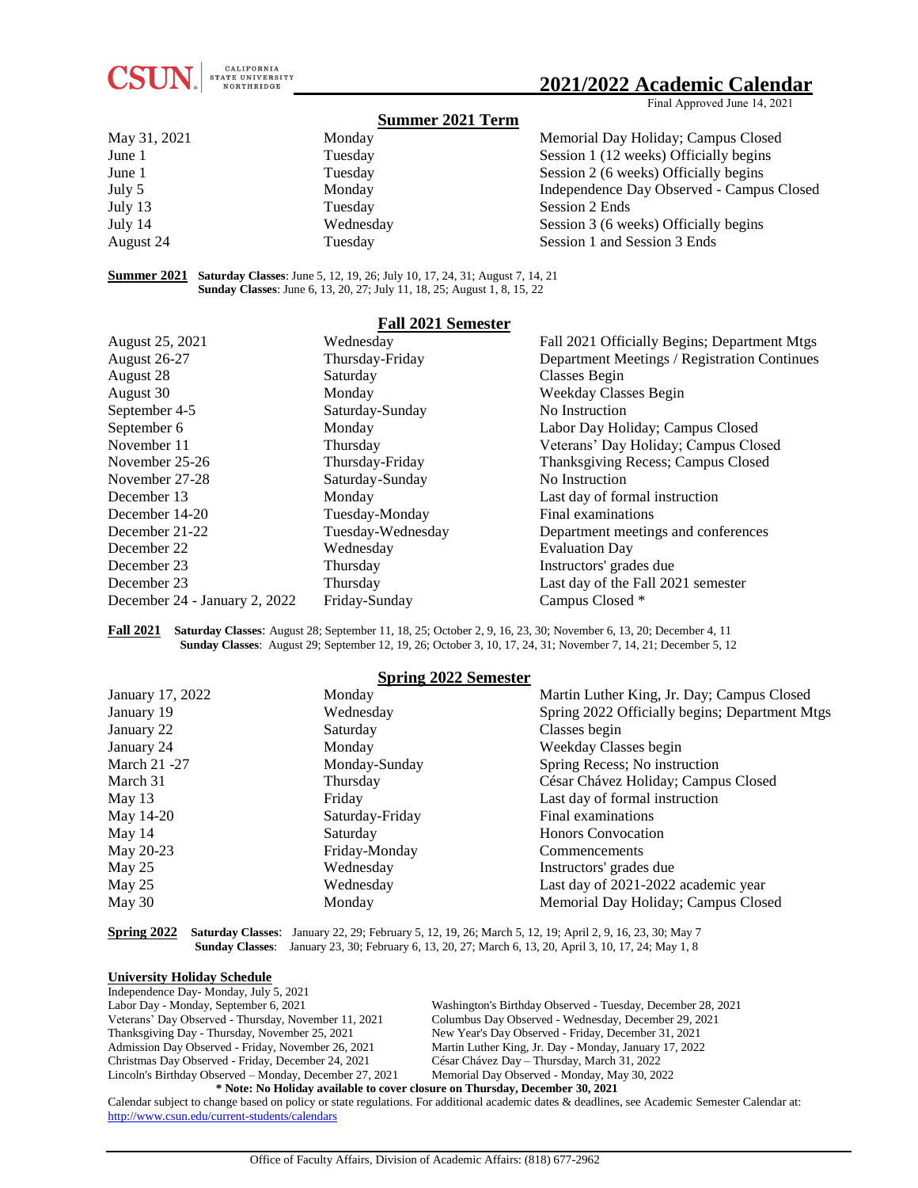CSUN CALIFORNIA STATE UNIVERSITY NORTHRIDGE

# 2021/2022 Academic Calendar

Final Approved June 14, 2021

## Summer 2021 Term

| | | |
|---|---|---|
| May 31, 2021 | Monday | Memorial Day Holiday; Campus Closed |
| June 1 | Tuesday | Session 1 (12 weeks) Officially begins |
| June 1 | Tuesday | Session 2 (6 weeks) Officially begins |
| July 5 | Monday | Independence Day Observed - Campus Closed |
| July 13 | Tuesday | Session 2 Ends |
| July 14 | Wednesday | Session 3 (6 weeks) Officially begins |
| August 24 | Tuesday | Session 1 and Session 3 Ends |

**Summer 2021** **Saturday Classes**: June 5, 12, 19, 26; July 10, 17, 24, 31; August 7, 14, 21
**Sunday Classes**: June 6, 13, 20, 27; July 11, 18, 25; August 1, 8, 15, 22

## Fall 2021 Semester

| | | |
|---|---|---|
| August 25, 2021 | Wednesday | Fall 2021 Officially Begins; Department Mtgs |
| August 26-27 | Thursday-Friday | Department Meetings / Registration Continues |
| August 28 | Saturday | Classes Begin |
| August 30 | Monday | Weekday Classes Begin |
| September 4-5 | Saturday-Sunday | No Instruction |
| September 6 | Monday | Labor Day Holiday; Campus Closed |
| November 11 | Thursday | Veterans' Day Holiday; Campus Closed |
| November 25-26 | Thursday-Friday | Thanksgiving Recess; Campus Closed |
| November 27-28 | Saturday-Sunday | No Instruction |
| December 13 | Monday | Last day of formal instruction |
| December 14-20 | Tuesday-Monday | Final examinations |
| December 21-22 | Tuesday-Wednesday | Department meetings and conferences |
| December 22 | Wednesday | Evaluation Day |
| December 23 | Thursday | Instructors' grades due |
| December 23 | Thursday | Last day of the Fall 2021 semester |
| December 24 - January 2, 2022 | Friday-Sunday | Campus Closed * |

**Fall 2021** **Saturday Classes**: August 28; September 11, 18, 25; October 2, 9, 16, 23, 30; November 6, 13, 20; December 4, 11
**Sunday Classes**: August 29; September 12, 19, 26; October 3, 10, 17, 24, 31; November 7, 14, 21; December 5, 12

## Spring 2022 Semester

| | | |
|---|---|---|
| January 17, 2022 | Monday | Martin Luther King, Jr. Day; Campus Closed |
| January 19 | Wednesday | Spring 2022 Officially begins; Department Mtgs |
| January 22 | Saturday | Classes begin |
| January 24 | Monday | Weekday Classes begin |
| March 21 -27 | Monday-Sunday | Spring Recess; No instruction |
| March 31 | Thursday | César Chávez Holiday; Campus Closed |
| May 13 | Friday | Last day of formal instruction |
| May 14-20 | Saturday-Friday | Final examinations |
| May 14 | Saturday | Honors Convocation |
| May 20-23 | Friday-Monday | Commencements |
| May 25 | Wednesday | Instructors' grades due |
| May 25 | Wednesday | Last day of 2021-2022 academic year |
| May 30 | Monday | Memorial Day Holiday; Campus Closed |

**Spring 2022** **Saturday Classes**: January 22, 29; February 5, 12, 19, 26; March 5, 12, 19; April 2, 9, 16, 23, 30; May 7
**Sunday Classes**: January 23, 30; February 6, 13, 20, 27; March 6, 13, 20, April 3, 10, 17, 24; May 1, 8

**University Holiday Schedule**

Independence Day- Monday, July 5, 2021
Labor Day - Monday, September 6, 2021
Veterans' Day Observed - Thursday, November 11, 2021
Thanksgiving Day - Thursday, November 25, 2021
Admission Day Observed - Friday, November 26, 2021
Christmas Day Observed - Friday, December 24, 2021
Lincoln's Birthday Observed – Monday, December 27, 2021
Washington's Birthday Observed - Tuesday, December 28, 2021
Columbus Day Observed - Wednesday, December 29, 2021
New Year's Day Observed - Friday, December 31, 2021
Martin Luther King, Jr. Day - Monday, January 17, 2022
César Chávez Day – Thursday, March 31, 2022
Memorial Day Observed - Monday, May 30, 2022

**\* Note: No Holiday available to cover closure on Thursday, December 30, 2021**

Calendar subject to change based on policy or state regulations. For additional academic dates & deadlines, see Academic Semester Calendar at: http://www.csun.edu/current-students/calendars

Office of Faculty Affairs, Division of Academic Affairs: (818) 677-2962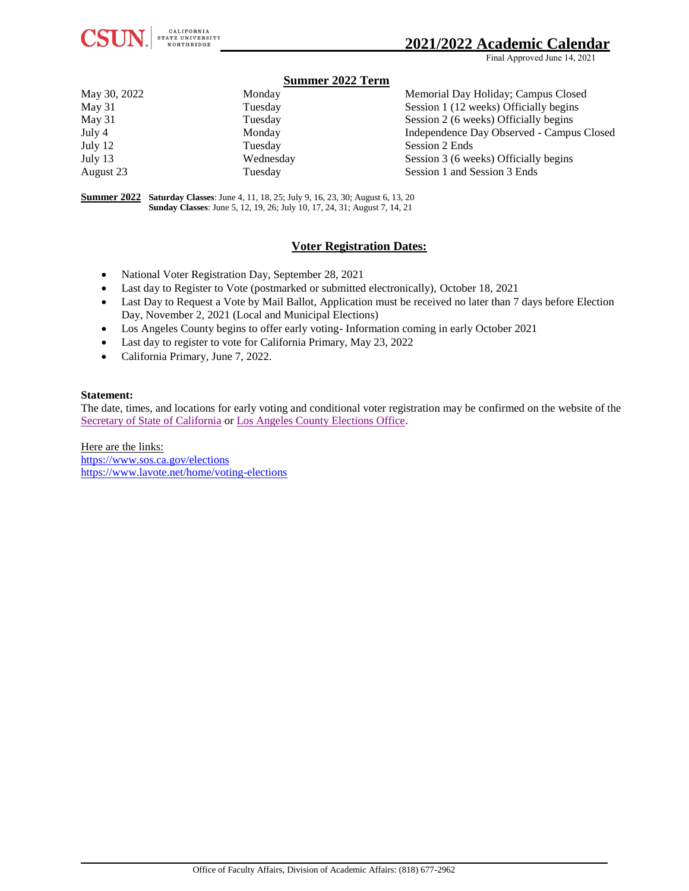## 2021/2022 Academic Calendar

Final Approved June 14, 2021

### Summer 2022 Term

| | | |
|---|---|---|
| May 30, 2022 | Monday | Memorial Day Holiday; Campus Closed |
| May 31 | Tuesday | Session 1 (12 weeks) Officially begins |
| May 31 | Tuesday | Session 2 (6 weeks) Officially begins |
| July 4 | Monday | Independence Day Observed - Campus Closed |
| July 12 | Tuesday | Session 2 Ends |
| July 13 | Wednesday | Session 3 (6 weeks) Officially begins |
| August 23 | Tuesday | Session 1 and Session 3 Ends |

**Summer 2022** **Saturday Classes**: June 4, 11, 18, 25; July 9, 16, 23, 30; August 6, 13, 20
**Sunday Classes**: June 5, 12, 19, 26; July 10, 17, 24, 31; August 7, 14, 21

### Voter Registration Dates:

- National Voter Registration Day, September 28, 2021
- Last day to Register to Vote (postmarked or submitted electronically), October 18, 2021
- Last Day to Request a Vote by Mail Ballot, Application must be received no later than 7 days before Election Day, November 2, 2021 (Local and Municipal Elections)
- Los Angeles County begins to offer early voting- Information coming in early October 2021
- Last day to register to vote for California Primary, May 23, 2022
- California Primary, June 7, 2022.

**Statement:**
The date, times, and locations for early voting and conditional voter registration may be confirmed on the website of the Secretary of State of California or Los Angeles County Elections Office.

Here are the links:
https://www.sos.ca.gov/elections
https://www.lavote.net/home/voting-elections

Office of Faculty Affairs, Division of Academic Affairs: (818) 677-2962